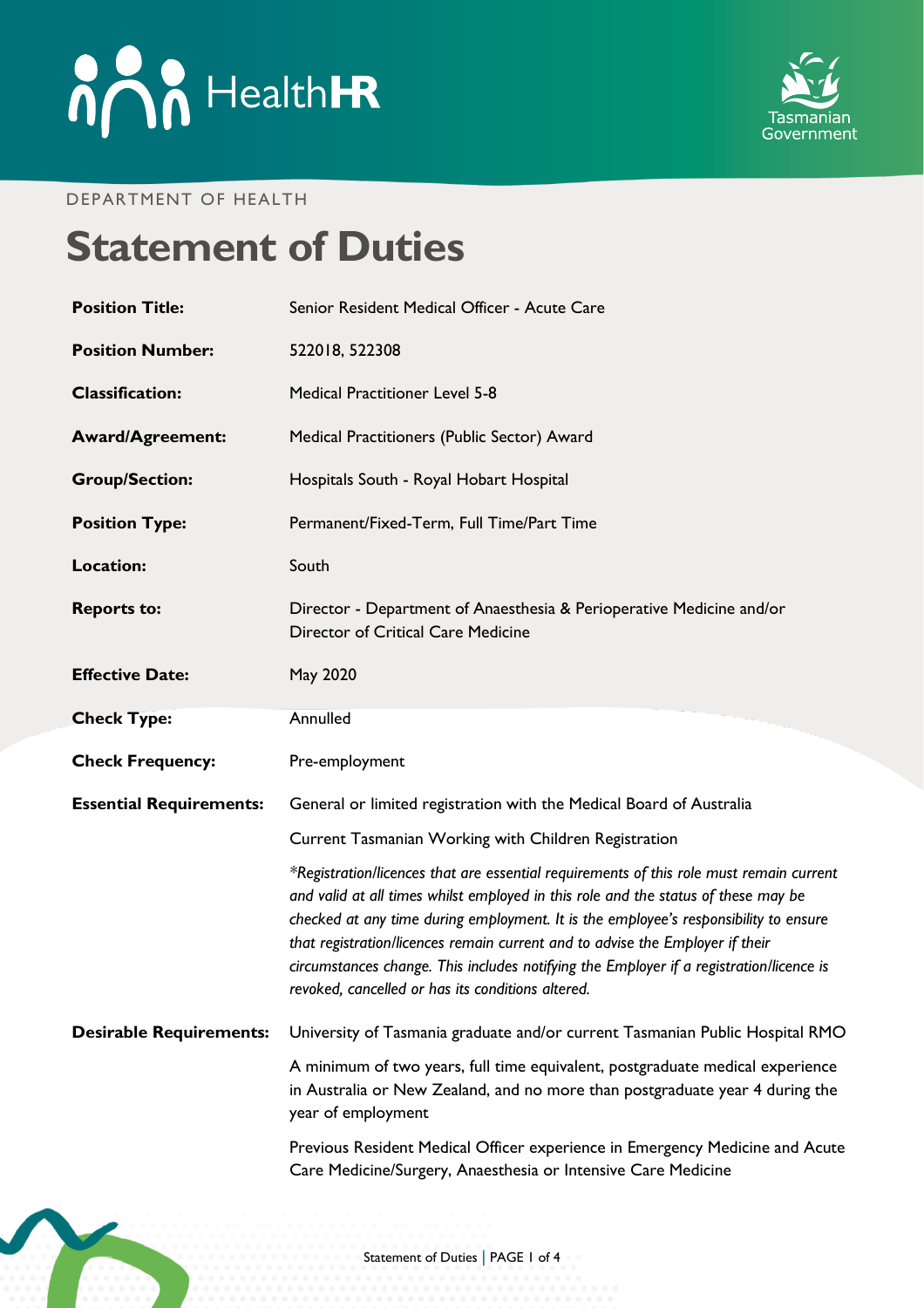DEPARTMENT OF HEALTH

# Statement of Duties

| | |
|---|---|
| **Position Title:** | Senior Resident Medical Officer - Acute Care |
| **Position Number:** | 522018, 522308 |
| **Classification:** | Medical Practitioner Level 5-8 |
| **Award/Agreement:** | Medical Practitioners (Public Sector) Award |
| **Group/Section:** | Hospitals South - Royal Hobart Hospital |
| **Position Type:** | Permanent/Fixed-Term, Full Time/Part Time |
| **Location:** | South |
| **Reports to:** | Director - Department of Anaesthesia & Perioperative Medicine and/or Director of Critical Care Medicine |
| **Effective Date:** | May 2020 |
| **Check Type:** | Annulled |
| **Check Frequency:** | Pre-employment |
| **Essential Requirements:** | General or limited registration with the Medical Board of Australia<br><br>Current Tasmanian Working with Children Registration<br><br>*\*Registration/licences that are essential requirements of this role must remain current and valid at all times whilst employed in this role and the status of these may be checked at any time during employment. It is the employee's responsibility to ensure that registration/licences remain current and to advise the Employer if their circumstances change. This includes notifying the Employer if a registration/licence is revoked, cancelled or has its conditions altered.* |
| **Desirable Requirements:** | University of Tasmania graduate and/or current Tasmanian Public Hospital RMO<br><br>A minimum of two years, full time equivalent, postgraduate medical experience in Australia or New Zealand, and no more than postgraduate year 4 during the year of employment<br><br>Previous Resident Medical Officer experience in Emergency Medicine and Acute Care Medicine/Surgery, Anaesthesia or Intensive Care Medicine |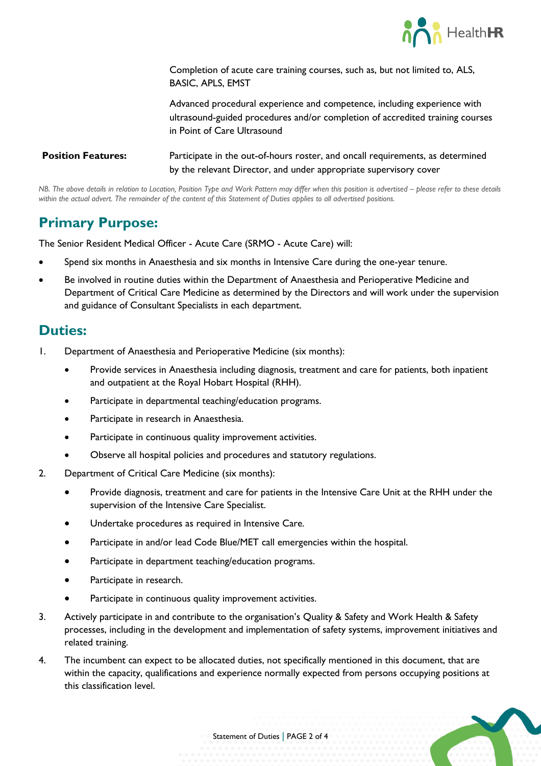| | |
|---|---|
| | Completion of acute care training courses, such as, but not limited to, ALS, BASIC, APLS, EMST<br><br>Advanced procedural experience and competence, including experience with ultrasound-guided procedures and/or completion of accredited training courses in Point of Care Ultrasound |
| **Position Features:** | Participate in the out-of-hours roster, and oncall requirements, as determined by the relevant Director, and under appropriate supervisory cover |

*NB. The above details in relation to Location, Position Type and Work Pattern may differ when this position is advertised – please refer to these details within the actual advert. The remainder of the content of this Statement of Duties applies to all advertised positions.*

## Primary Purpose:

The Senior Resident Medical Officer - Acute Care (SRMO - Acute Care) will:

- Spend six months in Anaesthesia and six months in Intensive Care during the one-year tenure.
- Be involved in routine duties within the Department of Anaesthesia and Perioperative Medicine and Department of Critical Care Medicine as determined by the Directors and will work under the supervision and guidance of Consultant Specialists in each department.

## Duties:

1. Department of Anaesthesia and Perioperative Medicine (six months):
   - Provide services in Anaesthesia including diagnosis, treatment and care for patients, both inpatient and outpatient at the Royal Hobart Hospital (RHH).
   - Participate in departmental teaching/education programs.
   - Participate in research in Anaesthesia.
   - Participate in continuous quality improvement activities.
   - Observe all hospital policies and procedures and statutory regulations.
2. Department of Critical Care Medicine (six months):
   - Provide diagnosis, treatment and care for patients in the Intensive Care Unit at the RHH under the supervision of the Intensive Care Specialist.
   - Undertake procedures as required in Intensive Care.
   - Participate in and/or lead Code Blue/MET call emergencies within the hospital.
   - Participate in department teaching/education programs.
   - Participate in research.
   - Participate in continuous quality improvement activities.
3. Actively participate in and contribute to the organisation's Quality & Safety and Work Health & Safety processes, including in the development and implementation of safety systems, improvement initiatives and related training.
4. The incumbent can expect to be allocated duties, not specifically mentioned in this document, that are within the capacity, qualifications and experience normally expected from persons occupying positions at this classification level.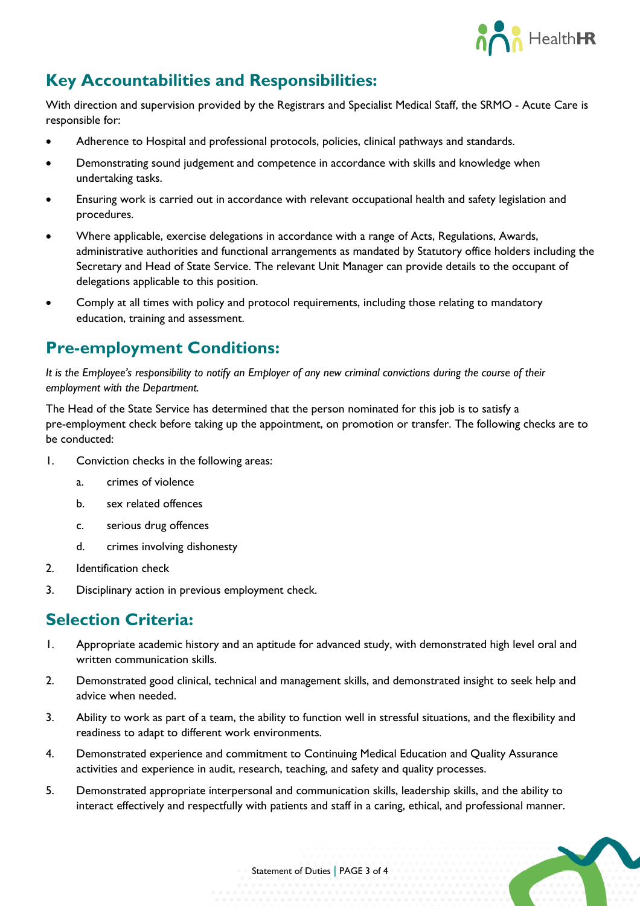## Key Accountabilities and Responsibilities:

With direction and supervision provided by the Registrars and Specialist Medical Staff, the SRMO - Acute Care is responsible for:

- Adherence to Hospital and professional protocols, policies, clinical pathways and standards.
- Demonstrating sound judgement and competence in accordance with skills and knowledge when undertaking tasks.
- Ensuring work is carried out in accordance with relevant occupational health and safety legislation and procedures.
- Where applicable, exercise delegations in accordance with a range of Acts, Regulations, Awards, administrative authorities and functional arrangements as mandated by Statutory office holders including the Secretary and Head of State Service. The relevant Unit Manager can provide details to the occupant of delegations applicable to this position.
- Comply at all times with policy and protocol requirements, including those relating to mandatory education, training and assessment.

## Pre-employment Conditions:

*It is the Employee's responsibility to notify an Employer of any new criminal convictions during the course of their employment with the Department.*

The Head of the State Service has determined that the person nominated for this job is to satisfy a pre-employment check before taking up the appointment, on promotion or transfer. The following checks are to be conducted:

1. Conviction checks in the following areas:
   a. crimes of violence
   b. sex related offences
   c. serious drug offences
   d. crimes involving dishonesty
2. Identification check
3. Disciplinary action in previous employment check.

## Selection Criteria:

1. Appropriate academic history and an aptitude for advanced study, with demonstrated high level oral and written communication skills.
2. Demonstrated good clinical, technical and management skills, and demonstrated insight to seek help and advice when needed.
3. Ability to work as part of a team, the ability to function well in stressful situations, and the flexibility and readiness to adapt to different work environments.
4. Demonstrated experience and commitment to Continuing Medical Education and Quality Assurance activities and experience in audit, research, teaching, and safety and quality processes.
5. Demonstrated appropriate interpersonal and communication skills, leadership skills, and the ability to interact effectively and respectfully with patients and staff in a caring, ethical, and professional manner.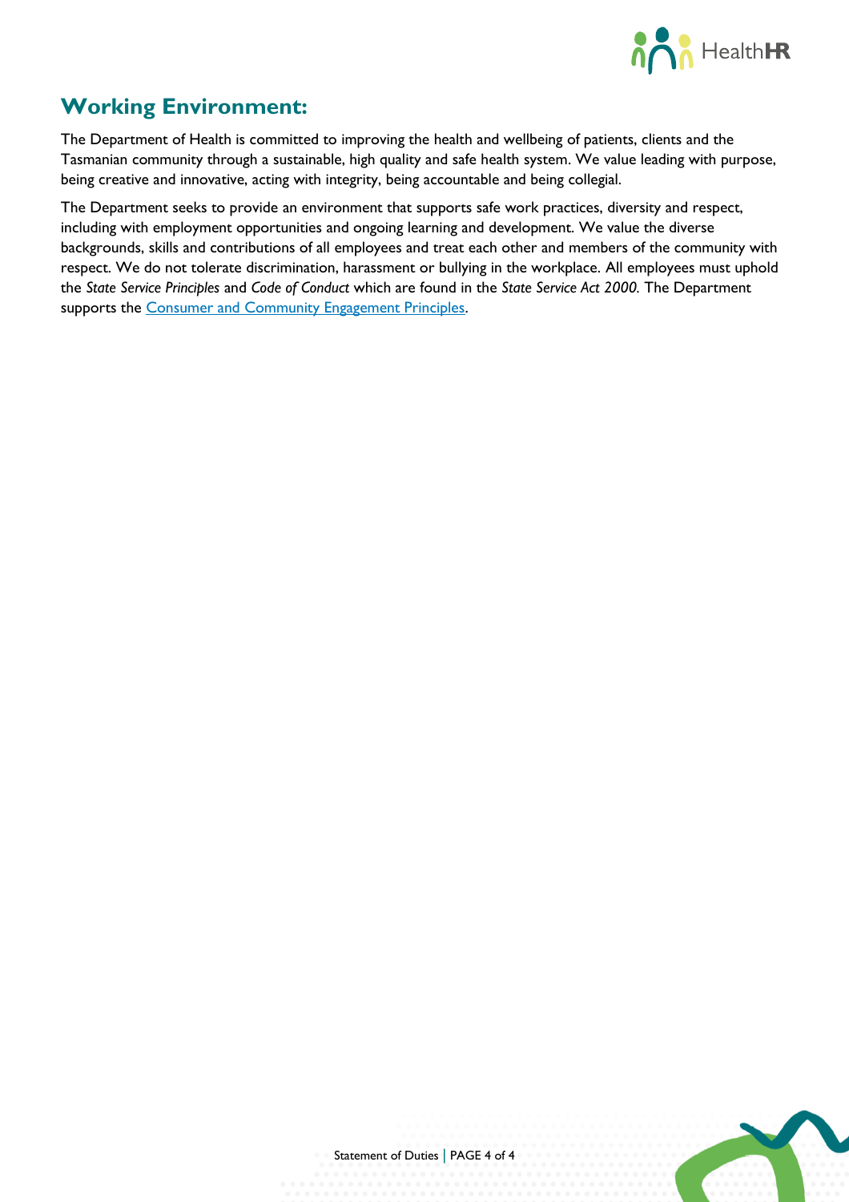## Working Environment:

The Department of Health is committed to improving the health and wellbeing of patients, clients and the Tasmanian community through a sustainable, high quality and safe health system. We value leading with purpose, being creative and innovative, acting with integrity, being accountable and being collegial.

The Department seeks to provide an environment that supports safe work practices, diversity and respect, including with employment opportunities and ongoing learning and development. We value the diverse backgrounds, skills and contributions of all employees and treat each other and members of the community with respect. We do not tolerate discrimination, harassment or bullying in the workplace. All employees must uphold the *State Service Principles* and *Code of Conduct* which are found in the *State Service Act 2000*. The Department supports the Consumer and Community Engagement Principles.